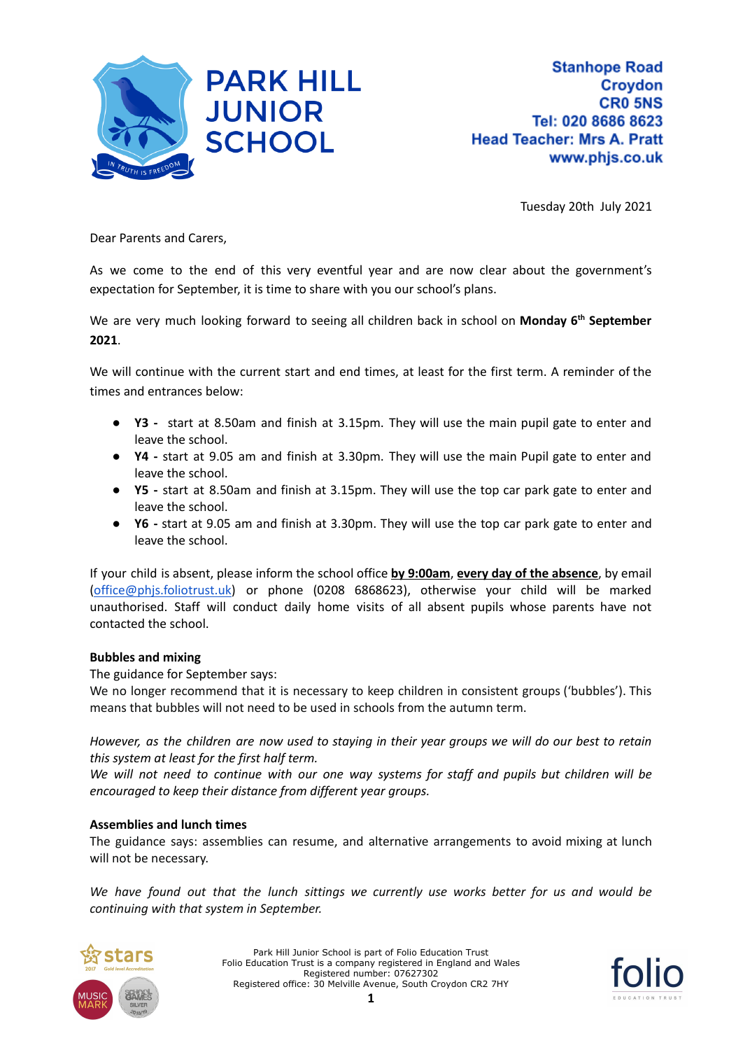# PARK HILL JUNIOR SCHOOL

Stanhope Road
Croydon
CR0 5NS
Tel: 020 8686 8623
Head Teacher: Mrs A. Pratt
www.phjs.co.uk

Tuesday 20th July 2021

Dear Parents and Carers,

As we come to the end of this very eventful year and are now clear about the government's expectation for September, it is time to share with you our school's plans.

We are very much looking forward to seeing all children back in school on **Monday 6th September 2021**.

We will continue with the current start and end times, at least for the first term. A reminder of the times and entrances below:

- **Y3 -** start at 8.50am and finish at 3.15pm. They will use the main pupil gate to enter and leave the school.
- **Y4 -** start at 9.05 am and finish at 3.30pm. They will use the main Pupil gate to enter and leave the school.
- **Y5 -** start at 8.50am and finish at 3.15pm. They will use the top car park gate to enter and leave the school.
- **Y6 -** start at 9.05 am and finish at 3.30pm. They will use the top car park gate to enter and leave the school.

If your child is absent, please inform the school office **by 9:00am**, **every day of the absence**, by email (office@phjs.foliotrust.uk) or phone (0208 6868623), otherwise your child will be marked unauthorised. Staff will conduct daily home visits of all absent pupils whose parents have not contacted the school.

**Bubbles and mixing**

The guidance for September says:
We no longer recommend that it is necessary to keep children in consistent groups ('bubbles'). This means that bubbles will not need to be used in schools from the autumn term.

*However, as the children are now used to staying in their year groups we will do our best to retain this system at least for the first half term.*
*We will not need to continue with our one way systems for staff and pupils but children will be encouraged to keep their distance from different year groups.*

**Assemblies and lunch times**

The guidance says: assemblies can resume, and alternative arrangements to avoid mixing at lunch will not be necessary.

*We have found out that the lunch sittings we currently use works better for us and would be continuing with that system in September.*

Park Hill Junior School is part of Folio Education Trust
Folio Education Trust is a company registered in England and Wales
Registered number: 07627302
Registered office: 30 Melville Avenue, South Croydon CR2 7HY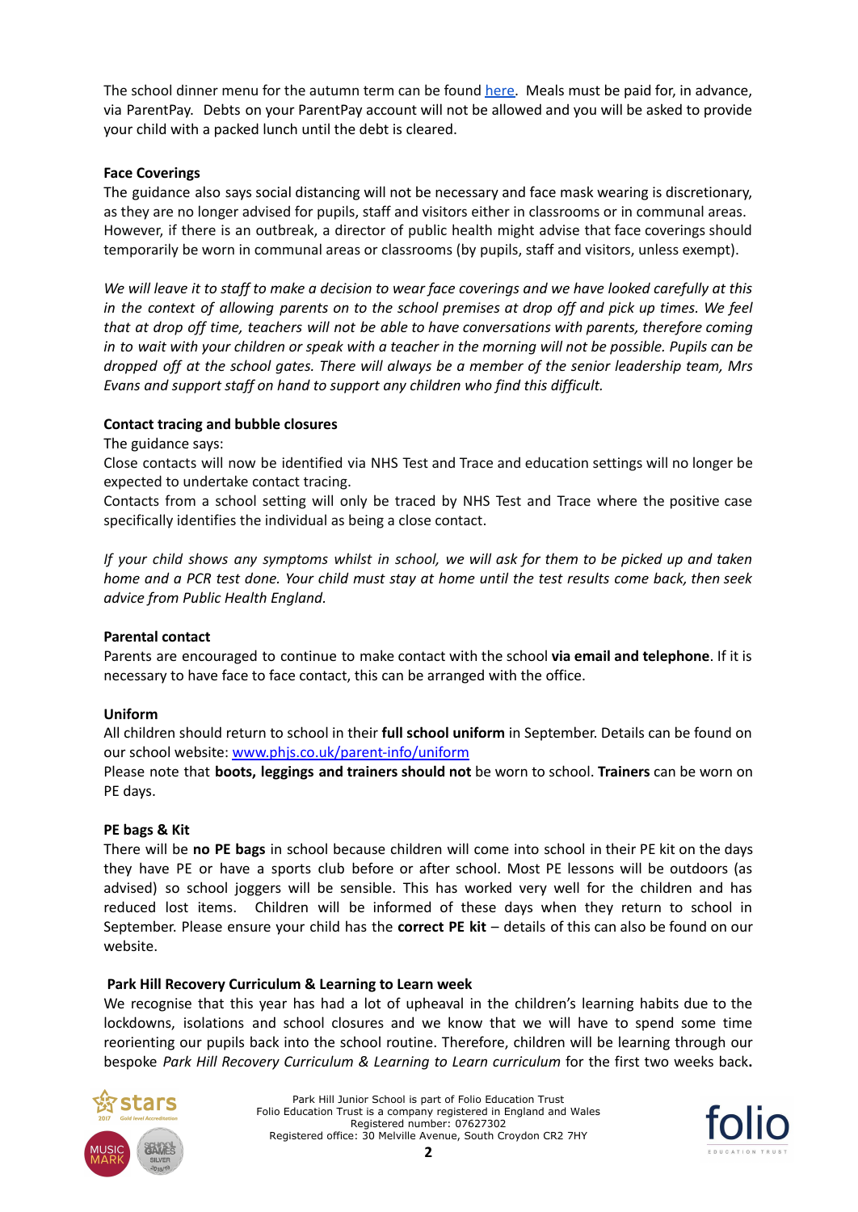The school dinner menu for the autumn term can be found [here](). Meals must be paid for, in advance, via ParentPay. Debts on your ParentPay account will not be allowed and you will be asked to provide your child with a packed lunch until the debt is cleared.

**Face Coverings**

The guidance also says social distancing will not be necessary and face mask wearing is discretionary, as they are no longer advised for pupils, staff and visitors either in classrooms or in communal areas. However, if there is an outbreak, a director of public health might advise that face coverings should temporarily be worn in communal areas or classrooms (by pupils, staff and visitors, unless exempt).

*We will leave it to staff to make a decision to wear face coverings and we have looked carefully at this in the context of allowing parents on to the school premises at drop off and pick up times. We feel that at drop off time, teachers will not be able to have conversations with parents, therefore coming in to wait with your children or speak with a teacher in the morning will not be possible. Pupils can be dropped off at the school gates. There will always be a member of the senior leadership team, Mrs Evans and support staff on hand to support any children who find this difficult.*

**Contact tracing and bubble closures**

The guidance says:

Close contacts will now be identified via NHS Test and Trace and education settings will no longer be expected to undertake contact tracing.

Contacts from a school setting will only be traced by NHS Test and Trace where the positive case specifically identifies the individual as being a close contact.

*If your child shows any symptoms whilst in school, we will ask for them to be picked up and taken home and a PCR test done. Your child must stay at home until the test results come back, then seek advice from Public Health England.*

**Parental contact**

Parents are encouraged to continue to make contact with the school **via email and telephone**. If it is necessary to have face to face contact, this can be arranged with the office.

**Uniform**

All children should return to school in their **full school uniform** in September. Details can be found on our school website: [www.phjs.co.uk/parent-info/uniform](www.phjs.co.uk/parent-info/uniform)

Please note that **boots, leggings and trainers should not** be worn to school. **Trainers** can be worn on PE days.

**PE bags & Kit**

There will be **no PE bags** in school because children will come into school in their PE kit on the days they have PE or have a sports club before or after school. Most PE lessons will be outdoors (as advised) so school joggers will be sensible. This has worked very well for the children and has reduced lost items. Children will be informed of these days when they return to school in September. Please ensure your child has the **correct PE kit** – details of this can also be found on our website.

**Park Hill Recovery Curriculum & Learning to Learn week**

We recognise that this year has had a lot of upheaval in the children's learning habits due to the lockdowns, isolations and school closures and we know that we will have to spend some time reorienting our pupils back into the school routine. Therefore, children will be learning through our bespoke *Park Hill Recovery Curriculum & Learning to Learn curriculum* for the first two weeks back**.**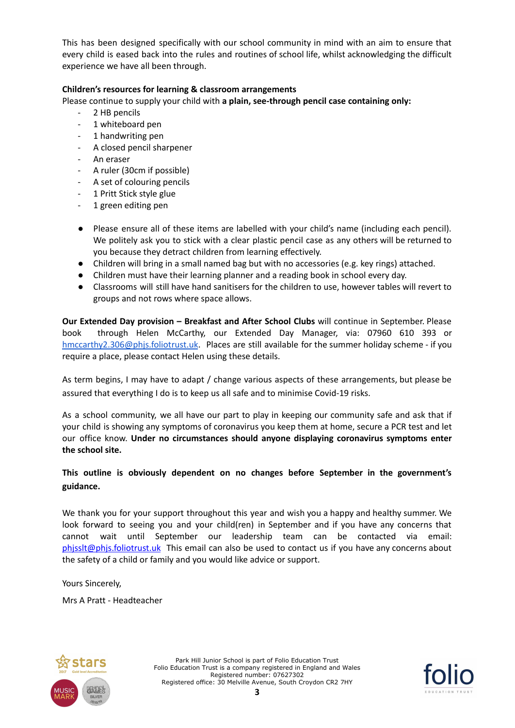This has been designed specifically with our school community in mind with an aim to ensure that every child is eased back into the rules and routines of school life, whilst acknowledging the difficult experience we have all been through.

**Children's resources for learning & classroom arrangements**

Please continue to supply your child with **a plain, see-through pencil case containing only:**

- 2 HB pencils
- 1 whiteboard pen
- 1 handwriting pen
- A closed pencil sharpener
- An eraser
- A ruler (30cm if possible)
- A set of colouring pencils
- 1 Pritt Stick style glue
- 1 green editing pen

- Please ensure all of these items are labelled with your child's name (including each pencil). We politely ask you to stick with a clear plastic pencil case as any others will be returned to you because they detract children from learning effectively.
- Children will bring in a small named bag but with no accessories (e.g. key rings) attached.
- Children must have their learning planner and a reading book in school every day.
- Classrooms will still have hand sanitisers for the children to use, however tables will revert to groups and not rows where space allows.

**Our Extended Day provision – Breakfast and After School Clubs** will continue in September. Please book through Helen McCarthy, our Extended Day Manager, via: 07960 610 393 or hmccarthy2.306@phjs.foliotrust.uk. Places are still available for the summer holiday scheme - if you require a place, please contact Helen using these details.

As term begins, I may have to adapt / change various aspects of these arrangements, but please be assured that everything I do is to keep us all safe and to minimise Covid-19 risks.

As a school community, we all have our part to play in keeping our community safe and ask that if your child is showing any symptoms of coronavirus you keep them at home, secure a PCR test and let our office know. **Under no circumstances should anyone displaying coronavirus symptoms enter the school site.**

**This outline is obviously dependent on no changes before September in the government's guidance.**

We thank you for your support throughout this year and wish you a happy and healthy summer. We look forward to seeing you and your child(ren) in September and if you have any concerns that cannot wait until September our leadership team can be contacted via email: phjsslt@phjs.foliotrust.uk This email can also be used to contact us if you have any concerns about the safety of a child or family and you would like advice or support.

Yours Sincerely,

Mrs A Pratt - Headteacher

Park Hill Junior School is part of Folio Education Trust
Folio Education Trust is a company registered in England and Wales
Registered number: 07627302
Registered office: 30 Melville Avenue, South Croydon CR2 7HY